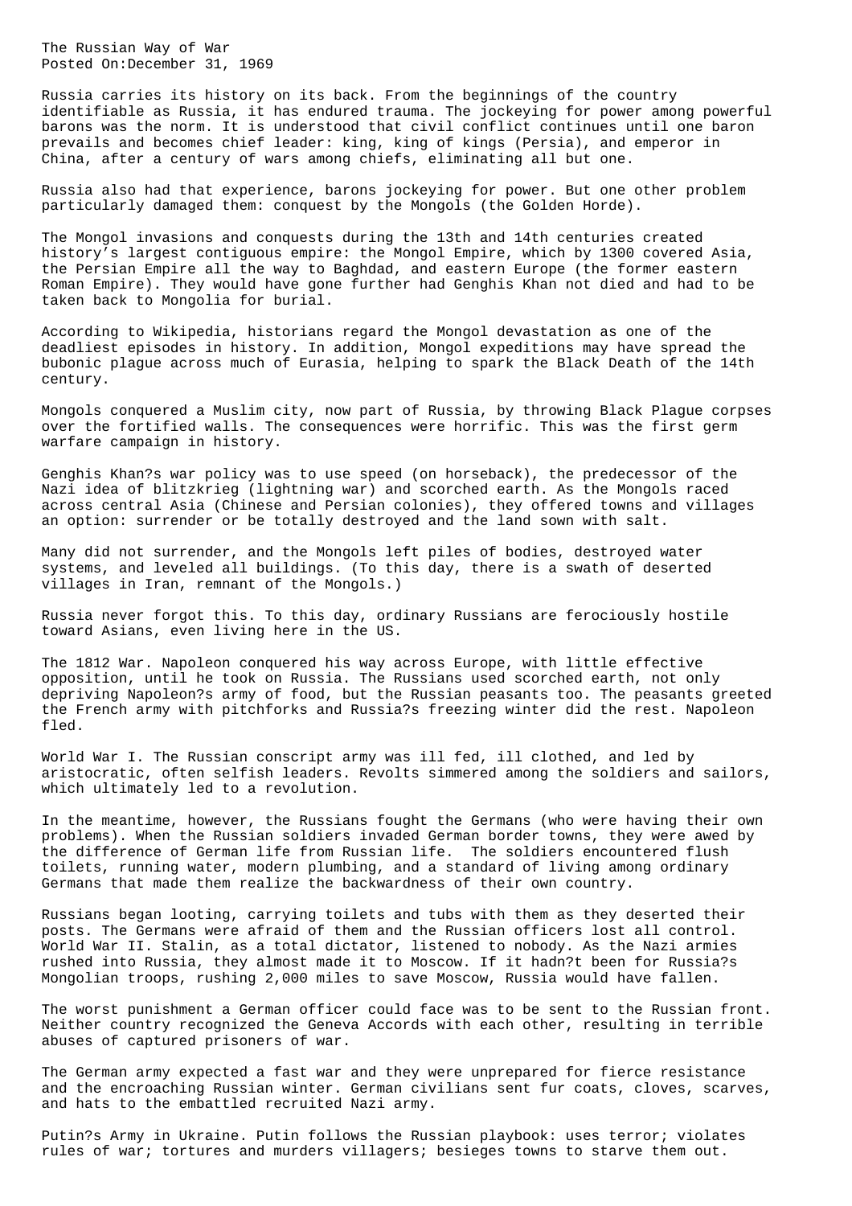# The Russian Way of War

Posted On:December 31, 1969

Russia carries its history on its back. From the beginnings of the country identifiable as Russia, it has endured trauma. The jockeying for power among powerful barons was the norm. It is understood that civil conflict continues until one baron prevails and becomes chief leader: king, king of kings (Persia), and emperor in China, after a century of wars among chiefs, eliminating all but one.

Russia also had that experience, barons jockeying for power. But one other problem particularly damaged them: conquest by the Mongols (the Golden Horde).

The Mongol invasions and conquests during the 13th and 14th centuries created history's largest contiguous empire: the Mongol Empire, which by 1300 covered Asia, the Persian Empire all the way to Baghdad, and eastern Europe (the former eastern Roman Empire). They would have gone further had Genghis Khan not died and had to be taken back to Mongolia for burial.

According to Wikipedia, historians regard the Mongol devastation as one of the deadliest episodes in history. In addition, Mongol expeditions may have spread the bubonic plague across much of Eurasia, helping to spark the Black Death of the 14th century.

Mongols conquered a Muslim city, now part of Russia, by throwing Black Plague corpses over the fortified walls. The consequences were horrific. This was the first germ warfare campaign in history.

Genghis Khan?s war policy was to use speed (on horseback), the predecessor of the Nazi idea of blitzkrieg (lightning war) and scorched earth. As the Mongols raced across central Asia (Chinese and Persian colonies), they offered towns and villages an option: surrender or be totally destroyed and the land sown with salt.

Many did not surrender, and the Mongols left piles of bodies, destroyed water systems, and leveled all buildings. (To this day, there is a swath of deserted villages in Iran, remnant of the Mongols.)

Russia never forgot this. To this day, ordinary Russians are ferociously hostile toward Asians, even living here in the US.

The 1812 War. Napoleon conquered his way across Europe, with little effective opposition, until he took on Russia. The Russians used scorched earth, not only depriving Napoleon?s army of food, but the Russian peasants too. The peasants greeted the French army with pitchforks and Russia?s freezing winter did the rest. Napoleon fled.

World War I. The Russian conscript army was ill fed, ill clothed, and led by aristocratic, often selfish leaders. Revolts simmered among the soldiers and sailors, which ultimately led to a revolution.

In the meantime, however, the Russians fought the Germans (who were having their own problems). When the Russian soldiers invaded German border towns, they were awed by the difference of German life from Russian life. The soldiers encountered flush toilets, running water, modern plumbing, and a standard of living among ordinary Germans that made them realize the backwardness of their own country.

Russians began looting, carrying toilets and tubs with them as they deserted their posts. The Germans were afraid of them and the Russian officers lost all control. World War II. Stalin, as a total dictator, listened to nobody. As the Nazi armies rushed into Russia, they almost made it to Moscow. If it hadn?t been for Russia?s Mongolian troops, rushing 2,000 miles to save Moscow, Russia would have fallen.

The worst punishment a German officer could face was to be sent to the Russian front. Neither country recognized the Geneva Accords with each other, resulting in terrible abuses of captured prisoners of war.

The German army expected a fast war and they were unprepared for fierce resistance and the encroaching Russian winter. German civilians sent fur coats, cloves, scarves, and hats to the embattled recruited Nazi army.

Putin?s Army in Ukraine. Putin follows the Russian playbook: uses terror; violates rules of war; tortures and murders villagers; besieges towns to starve them out.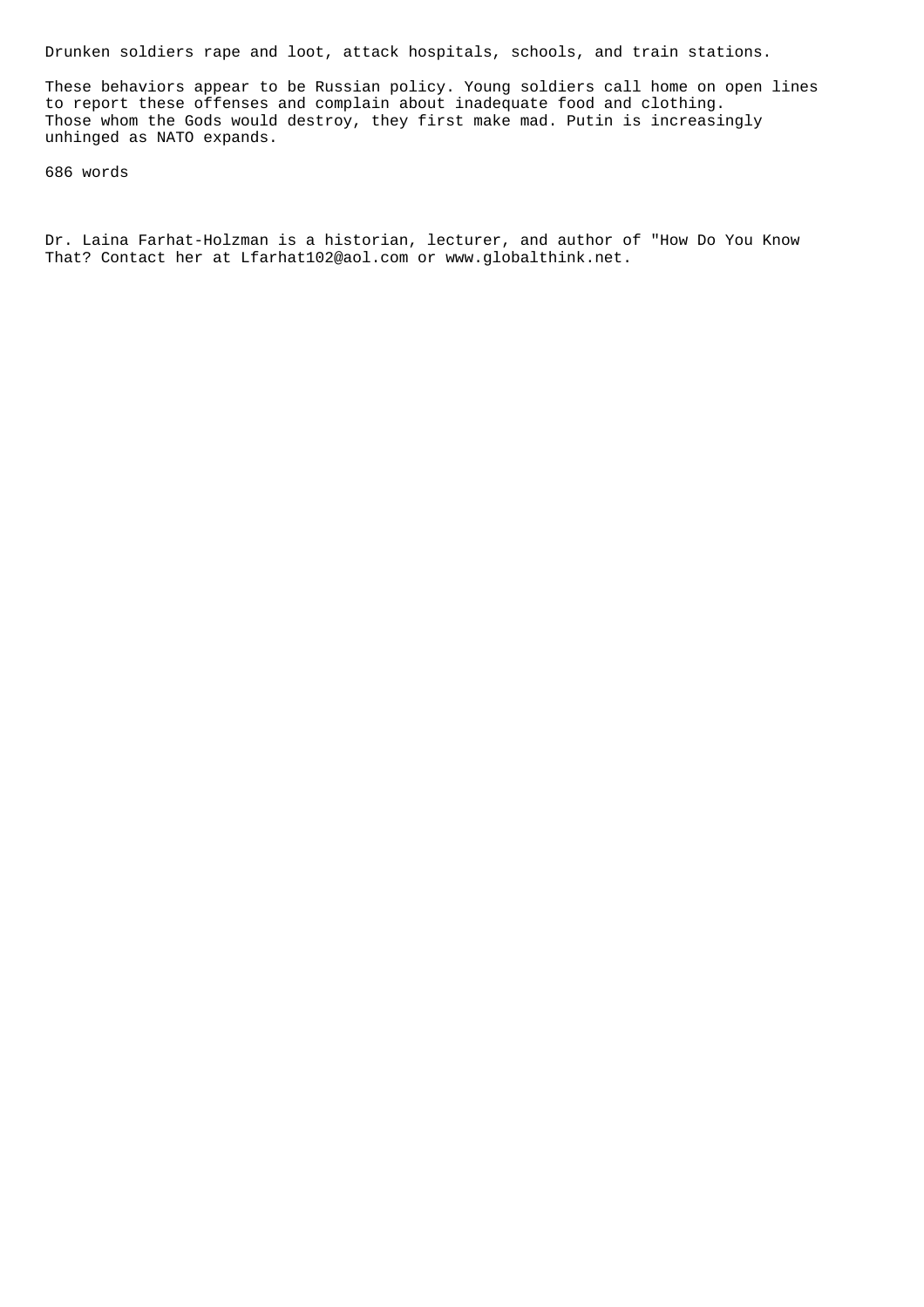Drunken soldiers rape and loot, attack hospitals, schools, and train stations.

These behaviors appear to be Russian policy. Young soldiers call home on open lines to report these offenses and complain about inadequate food and clothing. Those whom the Gods would destroy, they first make mad. Putin is increasingly unhinged as NATO expands.

686 words

Dr. Laina Farhat-Holzman is a historian, lecturer, and author of "How Do You Know That? Contact her at Lfarhat102@aol.com or www.globalthink.net.